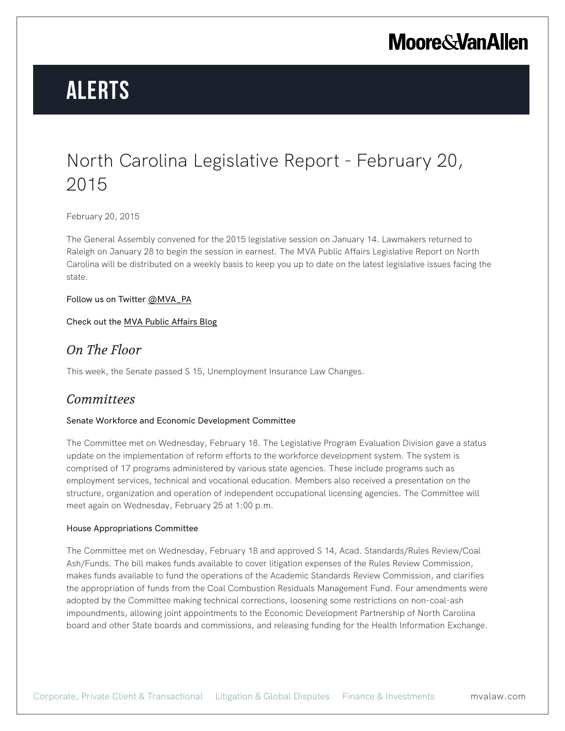Moore&VanAllen

# ALERTS

# North Carolina Legislative Report - February 20, 2015

February 20, 2015

The General Assembly convened for the 2015 legislative session on January 14. Lawmakers returned to Raleigh on January 28 to begin the session in earnest. The MVA Public Affairs Legislative Report on North Carolina will be distributed on a weekly basis to keep you up to date on the latest legislative issues facing the state.

Follow us on Twitter @MVA_PA

Check out the MVA Public Affairs Blog

## *On The Floor*

This week, the Senate passed S 15, Unemployment Insurance Law Changes.

## *Committees*

### Senate Workforce and Economic Development Committee

The Committee met on Wednesday, February 18. The Legislative Program Evaluation Division gave a status update on the implementation of reform efforts to the workforce development system. The system is comprised of 17 programs administered by various state agencies. These include programs such as employment services, technical and vocational education. Members also received a presentation on the structure, organization and operation of independent occupational licensing agencies. The Committee will meet again on Wednesday, February 25 at 1:00 p.m.

### House Appropriations Committee

The Committee met on Wednesday, February 18 and approved S 14, Acad. Standards/Rules Review/Coal Ash/Funds. The bill makes funds available to cover litigation expenses of the Rules Review Commission, makes funds available to fund the operations of the Academic Standards Review Commission, and clarifies the appropriation of funds from the Coal Combustion Residuals Management Fund. Four amendments were adopted by the Committee making technical corrections, loosening some restrictions on non-coal-ash impoundments, allowing joint appointments to the Economic Development Partnership of North Carolina board and other State boards and commissions, and releasing funding for the Health Information Exchange.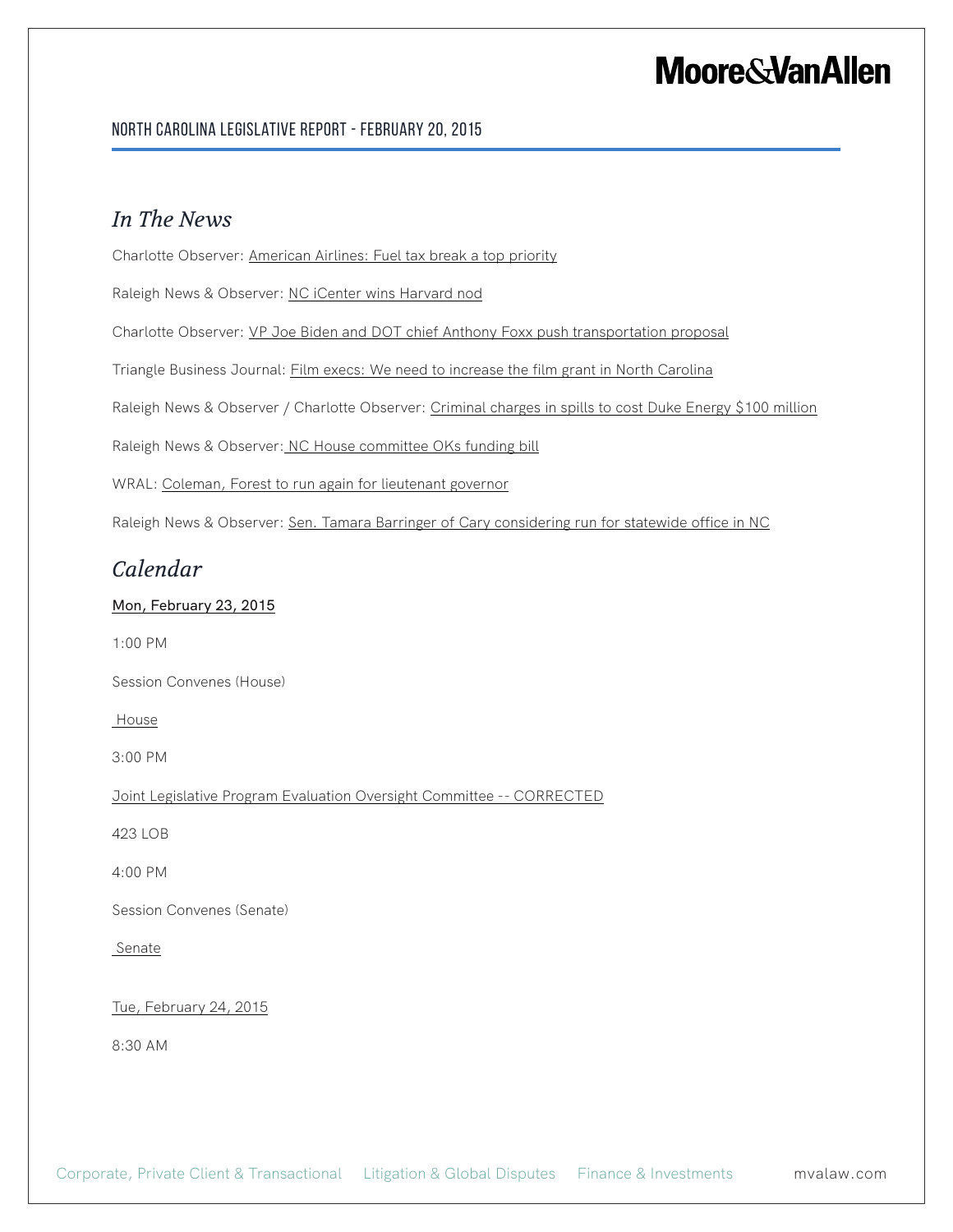## In The News

Charlotte Observer: American Airlines: Fuel tax break a top priority

Raleigh News & Observer: NC iCenter wins Harvard nod

Charlotte Observer: VP Joe Biden and DOT chief Anthony Foxx push transportation proposal

Triangle Business Journal: Film execs: We need to increase the film grant in North Carolina

Raleigh News & Observer / Charlotte Observer: Criminal charges in spills to cost Duke Energy $100 million

Raleigh News & Observer: NC House committee OKs funding bill

WRAL: Coleman, Forest to run again for lieutenant governor

Raleigh News & Observer: Sen. Tamara Barringer of Cary considering run for statewide office in NC

## Calendar

Mon, February 23, 2015

1:00 PM

Session Convenes (House)

House

3:00 PM

Joint Legislative Program Evaluation Oversight Committee -- CORRECTED

423 LOB

4:00 PM

Session Convenes (Senate)

Senate

Tue, February 24, 2015

8:30 AM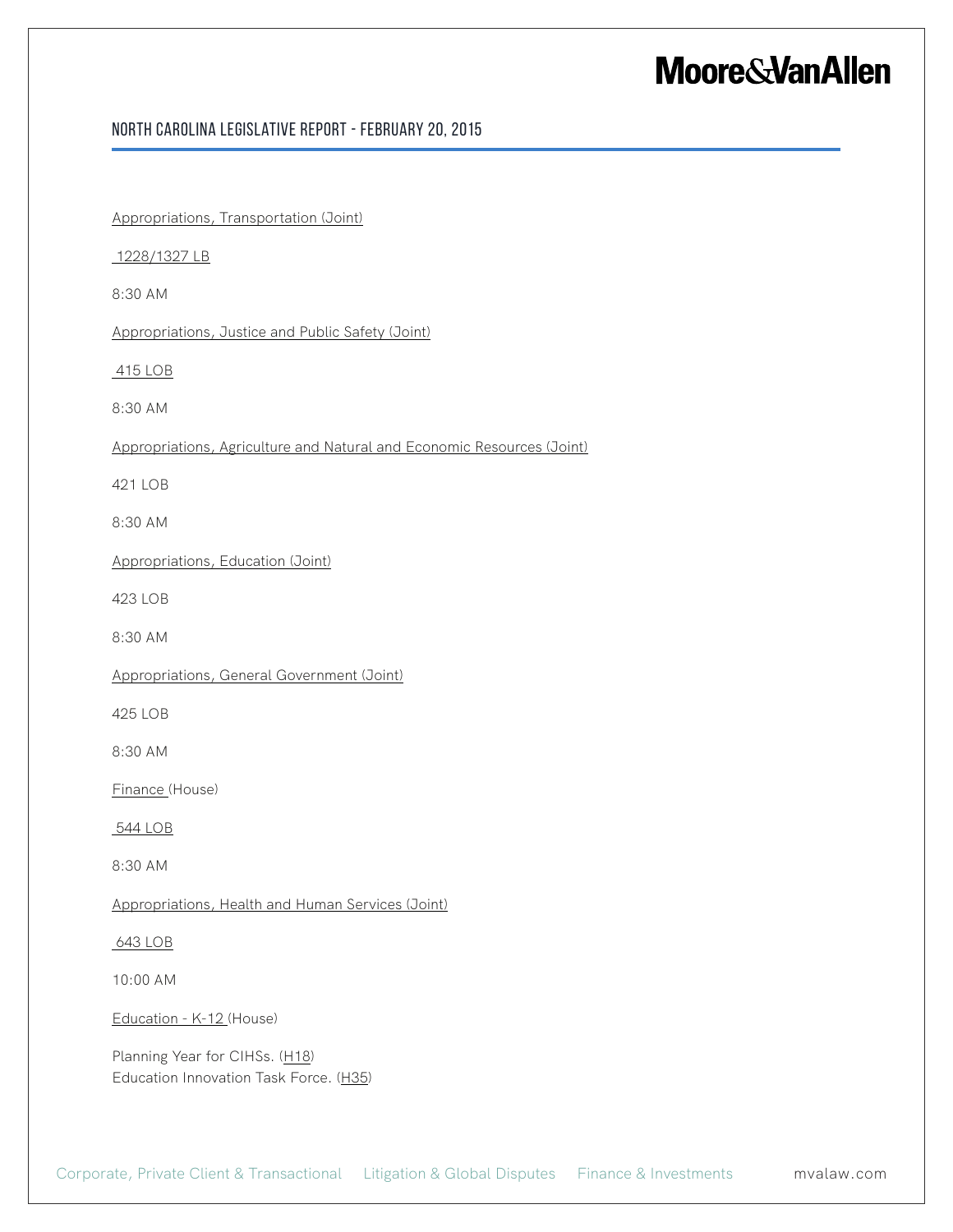Appropriations, Transportation (Joint)

1228/1327 LB

8:30 AM

Appropriations, Justice and Public Safety (Joint)

415 LOB

8:30 AM

Appropriations, Agriculture and Natural and Economic Resources (Joint)

421 LOB

8:30 AM

Appropriations, Education (Joint)

423 LOB

8:30 AM

Appropriations, General Government (Joint)

425 LOB

8:30 AM

Finance (House)

544 LOB

8:30 AM

Appropriations, Health and Human Services (Joint)

643 LOB

10:00 AM

Education - K-12 (House)

Planning Year for CIHSs. (H18)
Education Innovation Task Force. (H35)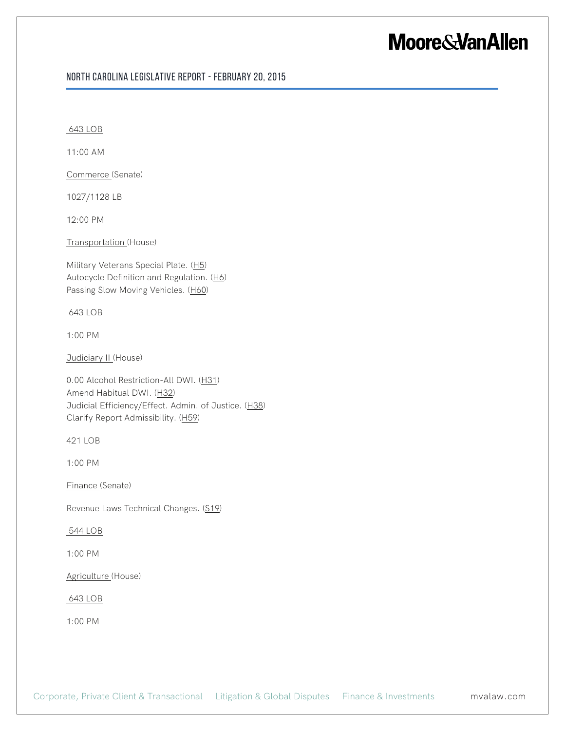643 LOB

11:00 AM

Commerce (Senate)

1027/1128 LB

12:00 PM

Transportation (House)

Military Veterans Special Plate. (H5)
Autocycle Definition and Regulation. (H6)
Passing Slow Moving Vehicles. (H60)

643 LOB

1:00 PM

Judiciary II (House)

0.00 Alcohol Restriction-All DWI. (H31)
Amend Habitual DWI. (H32)
Judicial Efficiency/Effect. Admin. of Justice. (H38)
Clarify Report Admissibility. (H59)

421 LOB

1:00 PM

Finance (Senate)

Revenue Laws Technical Changes. (S19)

544 LOB

1:00 PM

Agriculture (House)

643 LOB

1:00 PM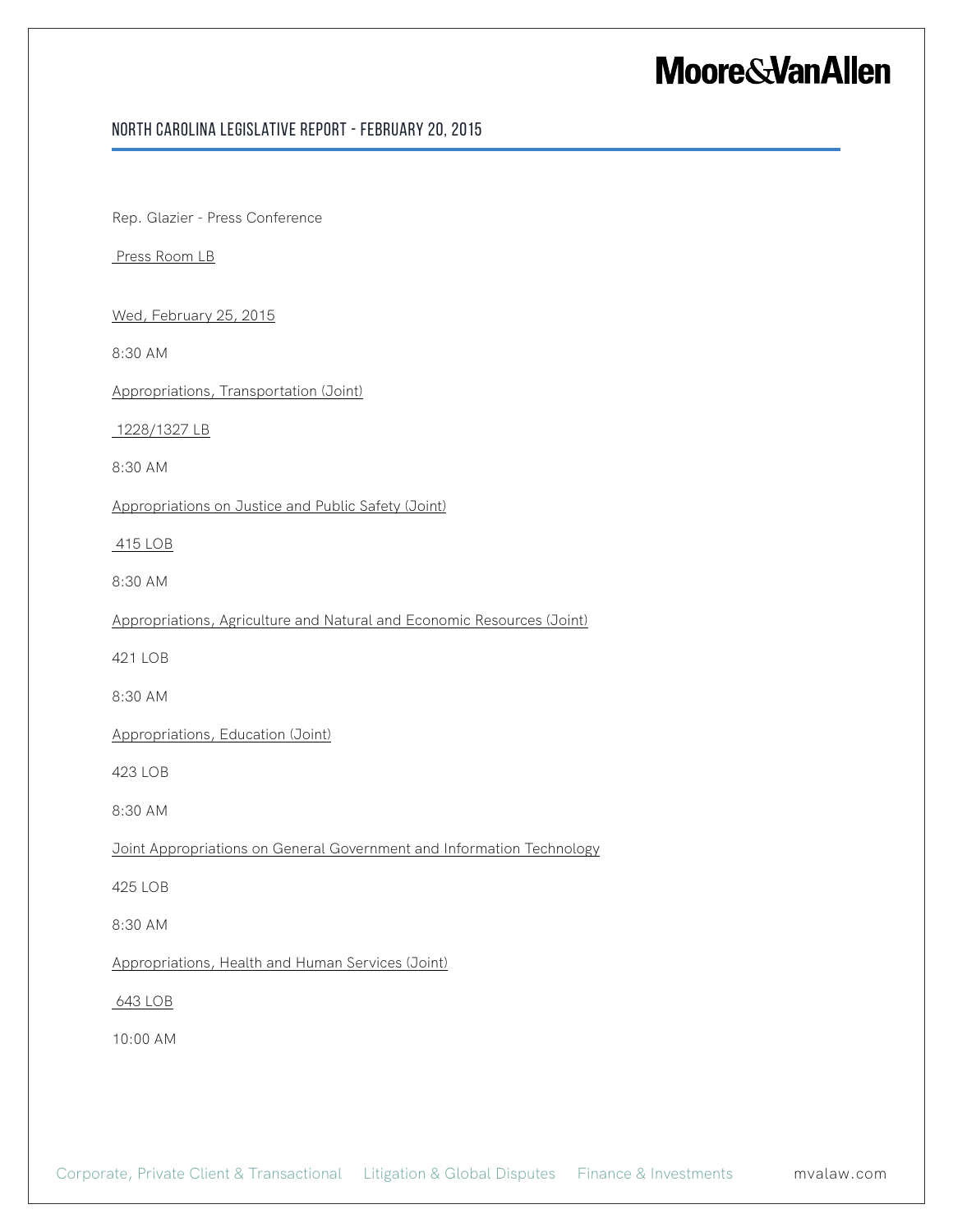Rep. Glazier - Press Conference

Press Room LB

Wed, February 25, 2015

8:30 AM

Appropriations, Transportation (Joint)

1228/1327 LB

8:30 AM

Appropriations on Justice and Public Safety (Joint)

415 LOB

8:30 AM

Appropriations, Agriculture and Natural and Economic Resources (Joint)

421 LOB

8:30 AM

Appropriations, Education (Joint)

423 LOB

8:30 AM

Joint Appropriations on General Government and Information Technology

425 LOB

8:30 AM

Appropriations, Health and Human Services (Joint)

643 LOB

10:00 AM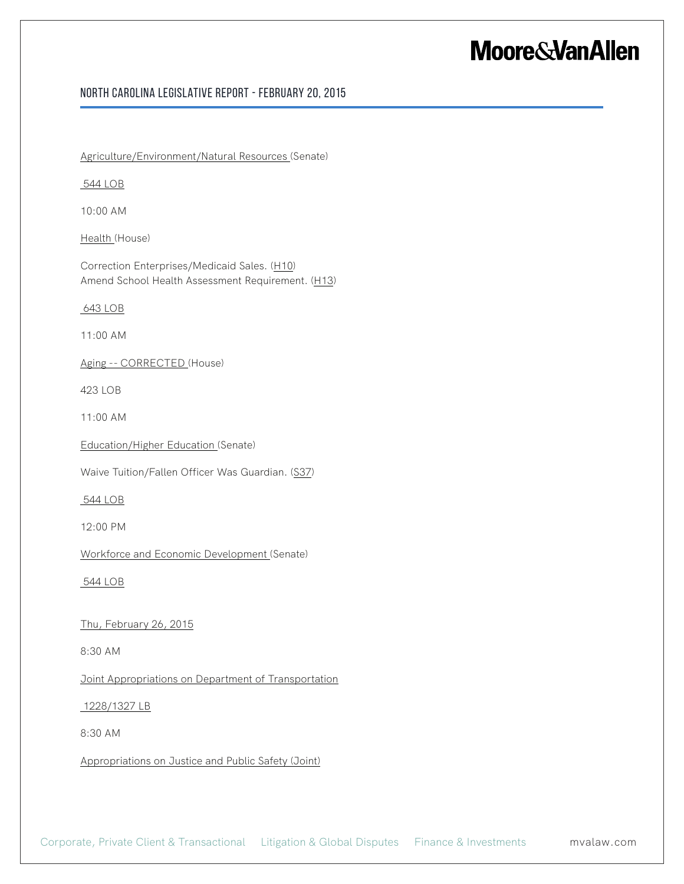Agriculture/Environment/Natural Resources (Senate)

544 LOB

10:00 AM

Health (House)

Correction Enterprises/Medicaid Sales. (H10)
Amend School Health Assessment Requirement. (H13)

643 LOB

11:00 AM

Aging -- CORRECTED (House)

423 LOB

11:00 AM

Education/Higher Education (Senate)

Waive Tuition/Fallen Officer Was Guardian. (S37)

544 LOB

12:00 PM

Workforce and Economic Development (Senate)

544 LOB

Thu, February 26, 2015

8:30 AM

Joint Appropriations on Department of Transportation

1228/1327 LB

8:30 AM

Appropriations on Justice and Public Safety (Joint)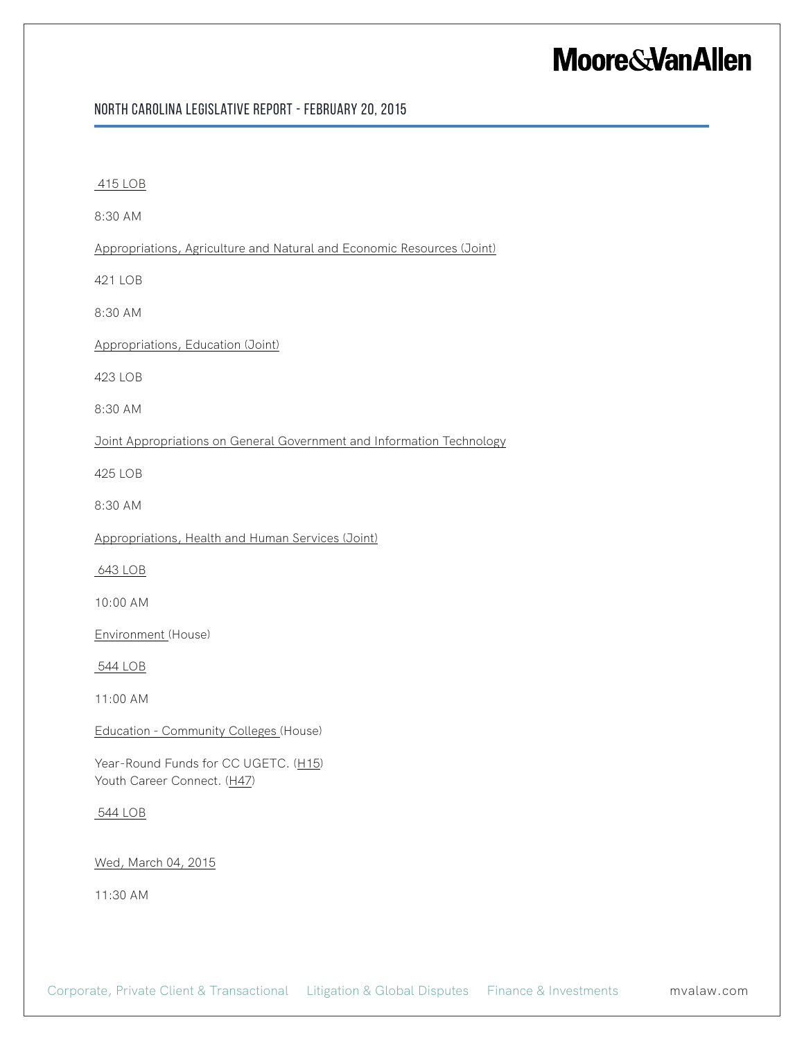415 LOB

8:30 AM

Appropriations, Agriculture and Natural and Economic Resources (Joint)

421 LOB

8:30 AM

Appropriations, Education (Joint)

423 LOB

8:30 AM

Joint Appropriations on General Government and Information Technology

425 LOB

8:30 AM

Appropriations, Health and Human Services (Joint)

643 LOB

10:00 AM

Environment (House)

544 LOB

11:00 AM

Education - Community Colleges (House)

Year-Round Funds for CC UGETC. (H15)
Youth Career Connect. (H47)

544 LOB

Wed, March 04, 2015

11:30 AM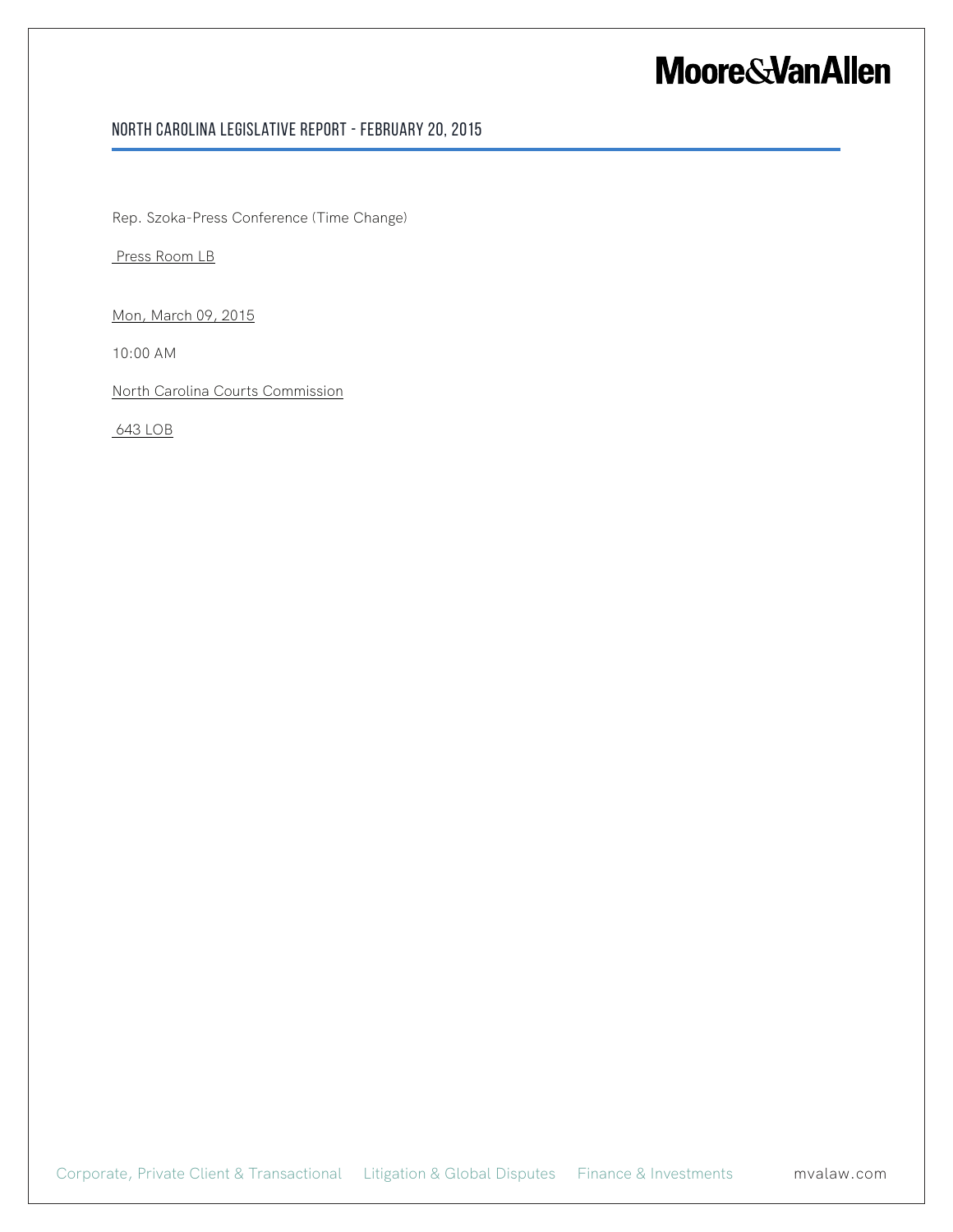Rep. Szoka-Press Conference (Time Change)

Press Room LB

Mon, March 09, 2015

10:00 AM

North Carolina Courts Commission

643 LOB